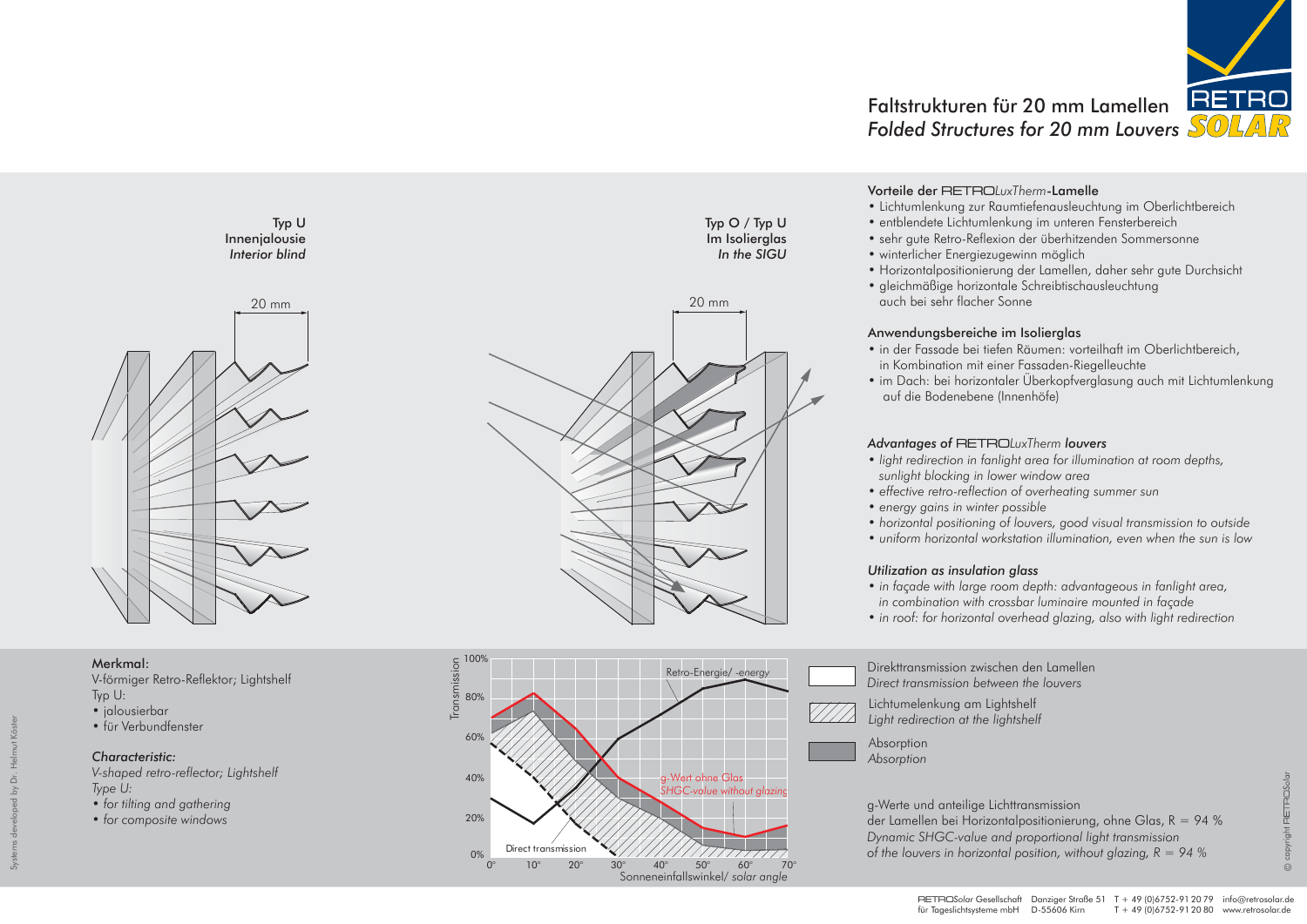# Faltstrukturen für 20 mm Lamellen
## *Folded Structures for 20 mm Louvers*

Typ U
Innenjalousie
*Interior blind*

20 mm

Typ O / Typ U
Im Isolierglas
*In the SIGU*

20 mm

### Vorteile der RETROLuxTherm-Lamelle

- Lichtumlenkung zur Raumtiefenausleuchtung im Oberlichtbereich
- entblendete Lichtumlenkung im unteren Fensterbereich
- sehr gute Retro-Reflexion der überhitzenden Sommersonne
- winterlicher Energiezugewinn möglich
- Horizontalpositionierung der Lamellen, daher sehr gute Durchsicht
- gleichmäßige horizontale Schreibtischausleuchtung auch bei sehr flacher Sonne

### Anwendungsbereiche im Isolierglas

- in der Fassade bei tiefen Räumen: vorteilhaft im Oberlichtbereich, in Kombination mit einer Fassaden-Riegelleuchte
- im Dach: bei horizontaler Überkopfverglasung auch mit Lichtumlenkung auf die Bodenebene (Innenhöfe)

### *Advantages of RETROLuxTherm louvers*

- *light redirection in fanlight area for illumination at room depths, sunlight blocking in lower window area*
- *effective retro-reflection of overheating summer sun*
- *energy gains in winter possible*
- *horizontal positioning of louvers, good visual transmission to outside*
- *uniform horizontal workstation illumination, even when the sun is low*

### *Utilization as insulation glass*

- *in façade with large room depth: advantageous in fanlight area, in combination with crossbar luminaire mounted in façade*
- *in roof: for horizontal overhead glazing, also with light redirection*

### Merkmal:

V-förmiger Retro-Reflektor; Lightshelf
Typ U:

- jalousierbar
- für Verbundfenster

### *Characteristic:*

*V-shaped retro-reflector; Lightshelf*
*Type U:*

- *for tilting and gathering*
- *for composite windows*

Transmission (0% – 100%)

Retro-Energie/ *-energy*

g-Wert ohne Glas
*SHGC-value without glazing*

Direct transmission

Sonneneinfallswinkel/ *solar angle* (0° – 70°)

- Direkttransmission zwischen den Lamellen / *Direct transmission between the louvers*
- Lichtumlenkung am Lightshelf / *Light redirection at the lightshelf*
- Absorption / *Absorption*

g-Werte und anteilige Lichttransmission der Lamellen bei Horizontalpositionierung, ohne Glas, R = 94 %
*Dynamic SHGC-value and proportional light transmission of the louvers in horizontal position, without glazing, R = 94 %*

Systems developed by Dr. Helmut Köster

© copyright RETROSolar

RETROSolar Gesellschaft für Tageslichtsysteme mbH · Danziger Straße 51 · D-55606 Kirn · T + 49 (0)6752-91 20 79 · T + 49 (0)6752-91 20 80 · info@retrosolar.de · www.retrosolar.de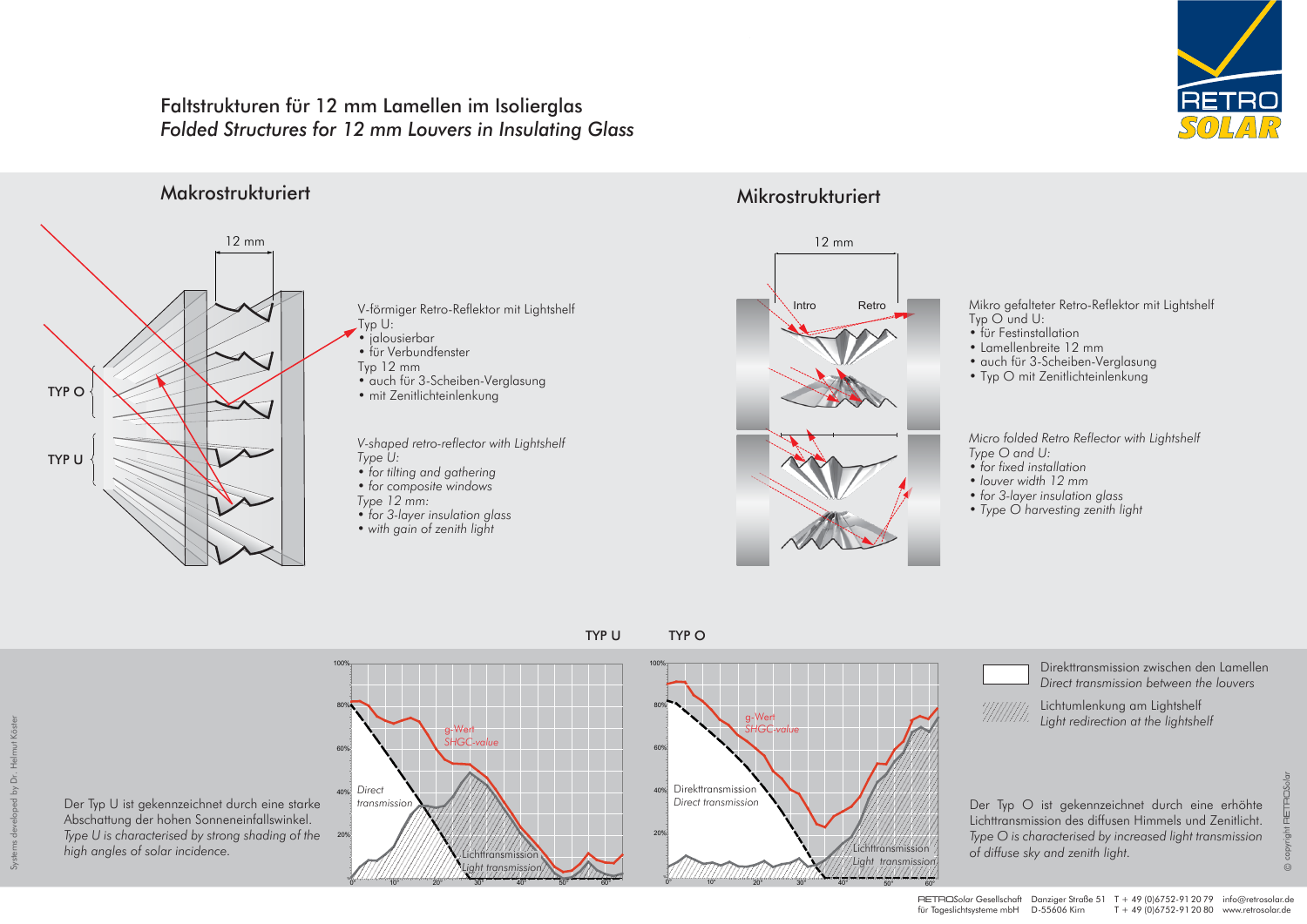# Faltstrukturen für 12 mm Lamellen im Isolierglas

*Folded Structures for 12 mm Louvers in Insulating Glass*

## Makrostrukturiert

12 mm

TYP O

TYP U

V-förmiger Retro-Reflektor mit Lightshelf
Typ U:
- jalousierbar
- für Verbundfenster

Typ 12 mm
- auch für 3-Scheiben-Verglasung
- mit Zenitlichteinlenkung

*V-shaped retro-reflector with Lightshelf*
*Type U:*
- *for tilting and gathering*
- *for composite windows*

*Type 12 mm:*
- *for 3-layer insulation glass*
- *with gain of zenith light*

## Mikrostrukturiert

12 mm

Intro

Retro

Mikro gefalteter Retro-Reflektor mit Lightshelf
Typ O und U:
- für Festinstallation
- Lamellenbreite 12 mm
- auch für 3-Scheiben-Verglasung
- Typ O mit Zenitlichteinlenkung

*Micro folded Retro Reflector with Lightshelf*
*Type O and U:*
- *for fixed installation*
- *louver width 12 mm*
- *for 3-layer insulation glass*
- *Type O harvesting zenith light*

TYP U

100%
80%
60%
40%
20%
0°
10°
20°
30°
40°
50°
60°

g-Wert
*SHGC-value*

*Direct transmission*

Lichttransmission
*Light transmission*

TYP O

100%
80%
60%
40%
20%
0°
10°
20°
30°
40°
50°
60°

g-Wert
*SHGC-value*

Direkttransmission
*Direct transmission*

Lichttransmission
*Light transmission*

Direkttransmission zwischen den Lamellen
*Direct transmission between the louvers*

Lichtumlenkung am Lightshelf
*Light redirection at the lightshelf*

Der Typ U ist gekennzeichnet durch eine starke Abschattung der hohen Sonneneinfallswinkel.
*Type U is characterised by strong shading of the high angles of solar incidence.*

Der Typ O ist gekennzeichnet durch eine erhöhte Lichttransmission des diffusen Himmels und Zenitlicht.
*Type O is characterised by increased light transmission of diffuse sky and zenith light.*

Systems developed by Dr. Helmut Köster

© copyright RETROSolar

RETROSolar Gesellschaft für Tageslichtsysteme mbH | Danziger Straße 51, D-55606 Kirn | T + 49 (0)6752-91 20 79, T + 49 (0)6752-91 20 80 | info@retrosolar.de, www.retrosolar.de